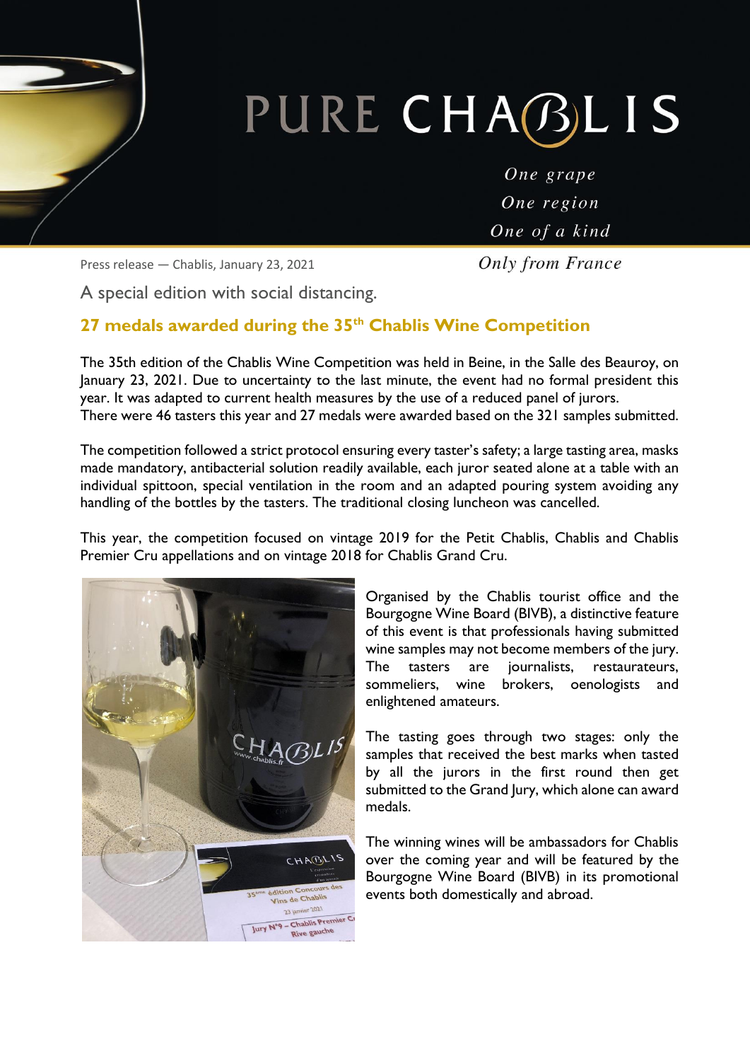# PURE CHABLIS

*One grape*
*One region*
*One of a kind*
*Only from France*

Press release — Chablis, January 23, 2021

A special edition with social distancing.

## 27 medals awarded during the 35th Chablis Wine Competition

The 35th edition of the Chablis Wine Competition was held in Beine, in the Salle des Beauroy, on January 23, 2021. Due to uncertainty to the last minute, the event had no formal president this year. It was adapted to current health measures by the use of a reduced panel of jurors.
There were 46 tasters this year and 27 medals were awarded based on the 321 samples submitted.

The competition followed a strict protocol ensuring every taster's safety; a large tasting area, masks made mandatory, antibacterial solution readily available, each juror seated alone at a table with an individual spittoon, special ventilation in the room and an adapted pouring system avoiding any handling of the bottles by the tasters. The traditional closing luncheon was cancelled.

This year, the competition focused on vintage 2019 for the Petit Chablis, Chablis and Chablis Premier Cru appellations and on vintage 2018 for Chablis Grand Cru.

Organised by the Chablis tourist office and the Bourgogne Wine Board (BIVB), a distinctive feature of this event is that professionals having submitted wine samples may not become members of the jury. The tasters are journalists, restaurateurs, sommeliers, wine brokers, oenologists and enlightened amateurs.

The tasting goes through two stages: only the samples that received the best marks when tasted by all the jurors in the first round then get submitted to the Grand Jury, which alone can award medals.

The winning wines will be ambassadors for Chablis over the coming year and will be featured by the Bourgogne Wine Board (BIVB) in its promotional events both domestically and abroad.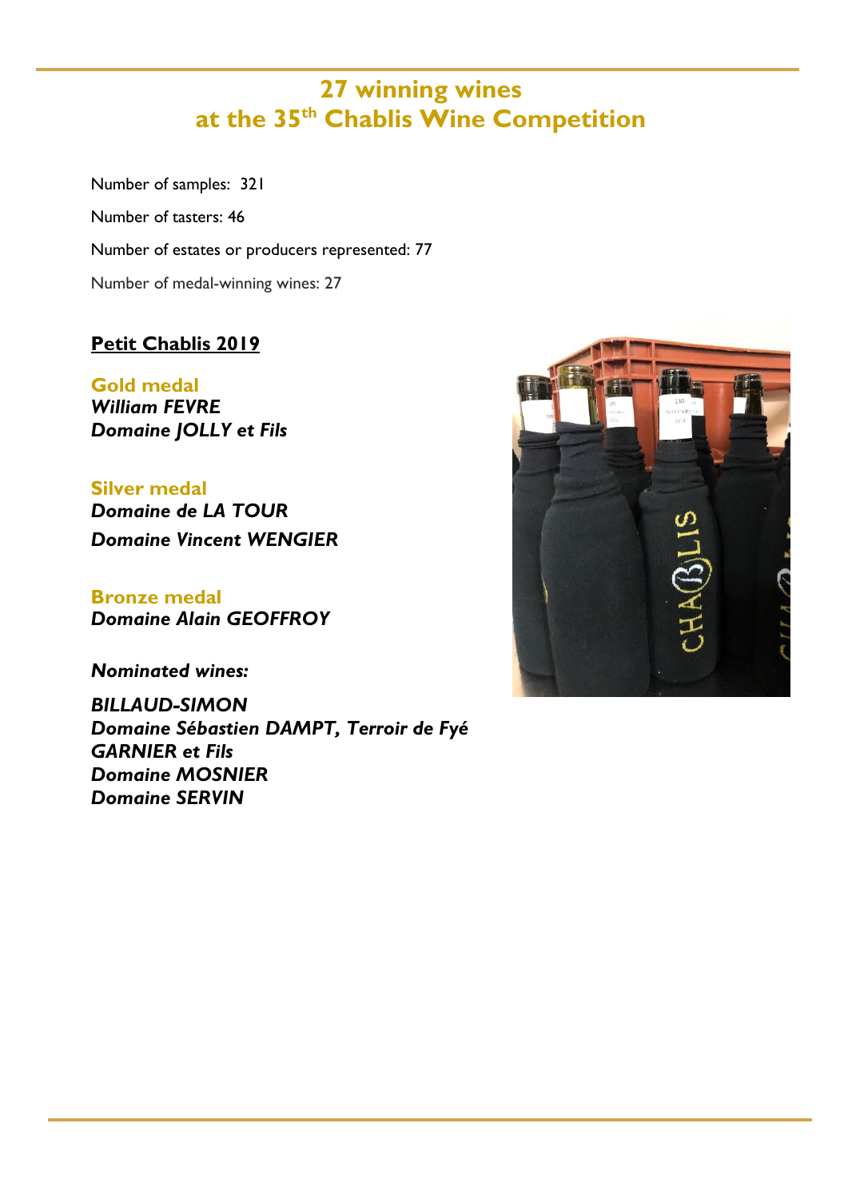# 27 winning wines at the 35th Chablis Wine Competition

Number of samples: 321

Number of tasters: 46

Number of estates or producers represented: 77

Number of medal-winning wines: 27

## Petit Chablis 2019

### Gold medal

***William FEVRE***
***Domaine JOLLY et Fils***

### Silver medal

***Domaine de LA TOUR***

***Domaine Vincent WENGIER***

### Bronze medal

***Domaine Alain GEOFFROY***

***Nominated wines:***

***BILLAUD-SIMON***
***Domaine Sébastien DAMPT, Terroir de Fyé***
***GARNIER et Fils***
***Domaine MOSNIER***
***Domaine SERVIN***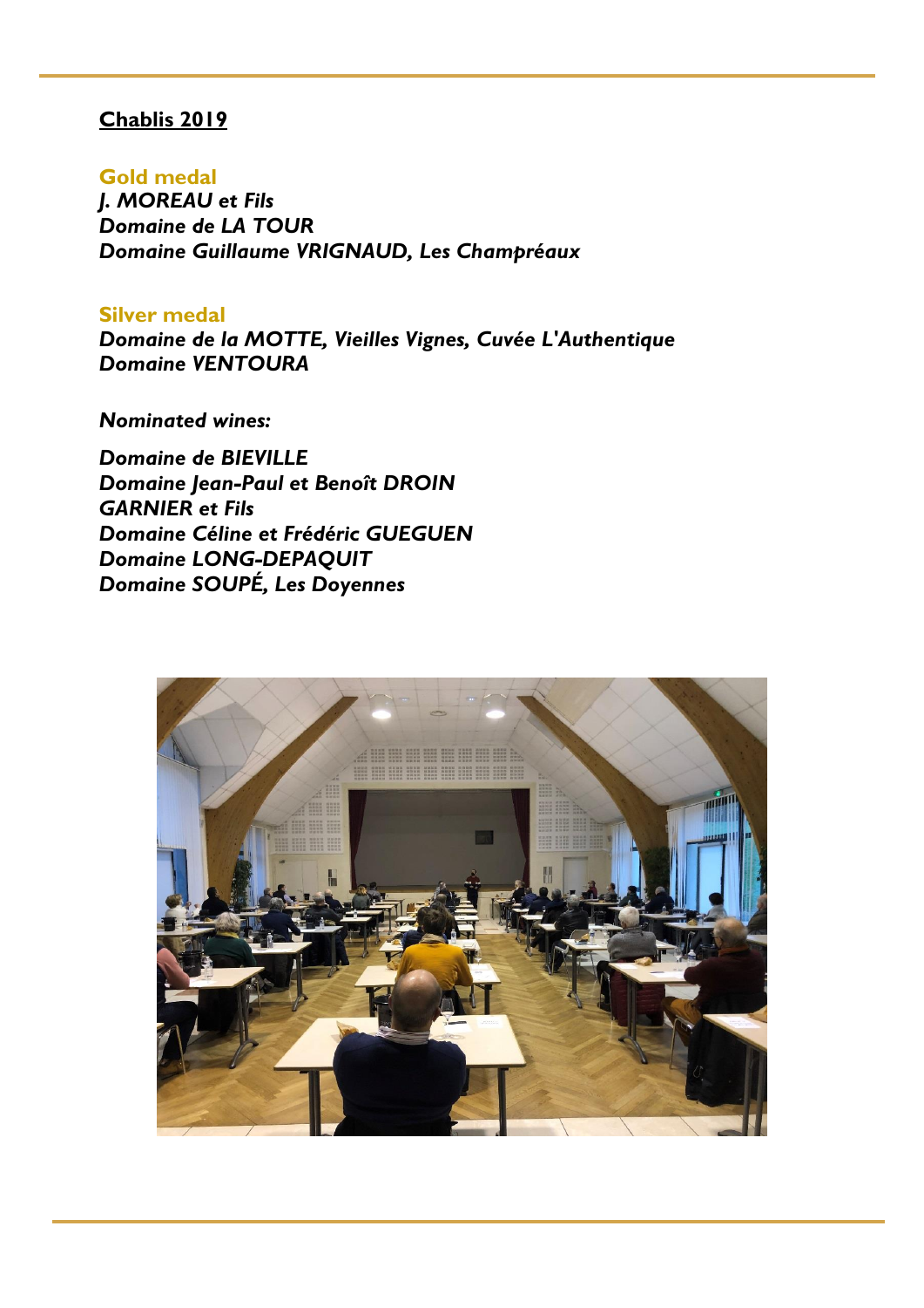**Chablis 2019**

**Gold medal**

***J. MOREAU et Fils***
***Domaine de LA TOUR***
***Domaine Guillaume VRIGNAUD, Les Champréaux***

**Silver medal**

***Domaine de la MOTTE, Vieilles Vignes, Cuvée L'Authentique***
***Domaine VENTOURA***

***Nominated wines:***

***Domaine de BIEVILLE***
***Domaine Jean-Paul et Benoît DROIN***
***GARNIER et Fils***
***Domaine Céline et Frédéric GUEGUEN***
***Domaine LONG-DEPAQUIT***
***Domaine SOUPÉ, Les Doyennes***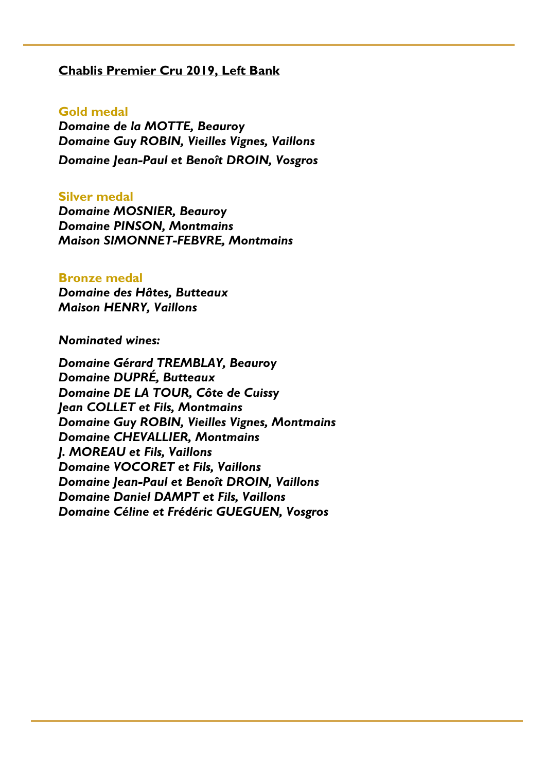**<u>Chablis Premier Cru 2019, Left Bank</u>**

**Gold medal**

***Domaine de la MOTTE, Beauroy***
***Domaine Guy ROBIN, Vieilles Vignes, Vaillons***
***Domaine Jean-Paul et Benoît DROIN, Vosgros***

**Silver medal**

***Domaine MOSNIER, Beauroy***
***Domaine PINSON, Montmains***
***Maison SIMONNET-FEBVRE, Montmains***

**Bronze medal**

***Domaine des Hâtes, Butteaux***
***Maison HENRY, Vaillons***

***Nominated wines:***

***Domaine Gérard TREMBLAY, Beauroy***
***Domaine DUPRÉ, Butteaux***
***Domaine DE LA TOUR, Côte de Cuissy***
***Jean COLLET et Fils, Montmains***
***Domaine Guy ROBIN, Vieilles Vignes, Montmains***
***Domaine CHEVALLIER, Montmains***
***J. MOREAU et Fils, Vaillons***
***Domaine VOCORET et Fils, Vaillons***
***Domaine Jean-Paul et Benoît DROIN, Vaillons***
***Domaine Daniel DAMPT et Fils, Vaillons***
***Domaine Céline et Frédéric GUEGUEN, Vosgros***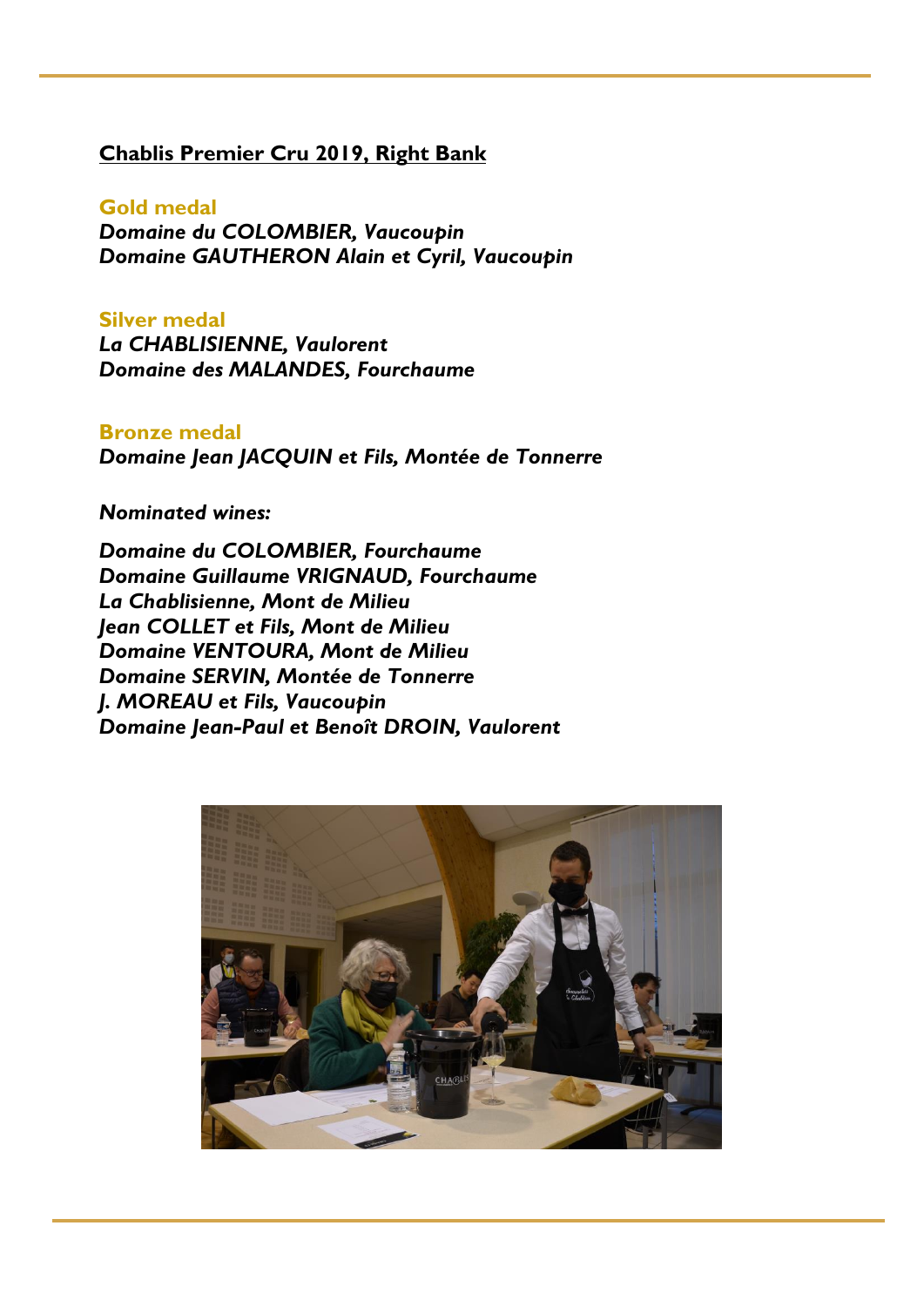**Chablis Premier Cru 2019, Right Bank**

**Gold medal**

***Domaine du COLOMBIER, Vaucoupin***
***Domaine GAUTHERON Alain et Cyril, Vaucoupin***

**Silver medal**

***La CHABLISIENNE, Vaulorent***
***Domaine des MALANDES, Fourchaume***

**Bronze medal**

***Domaine Jean JACQUIN et Fils, Montée de Tonnerre***

***Nominated wines:***

***Domaine du COLOMBIER, Fourchaume***
***Domaine Guillaume VRIGNAUD, Fourchaume***
***La Chablisienne, Mont de Milieu***
***Jean COLLET et Fils, Mont de Milieu***
***Domaine VENTOURA, Mont de Milieu***
***Domaine SERVIN, Montée de Tonnerre***
***J. MOREAU et Fils, Vaucoupin***
***Domaine Jean-Paul et Benoît DROIN, Vaulorent***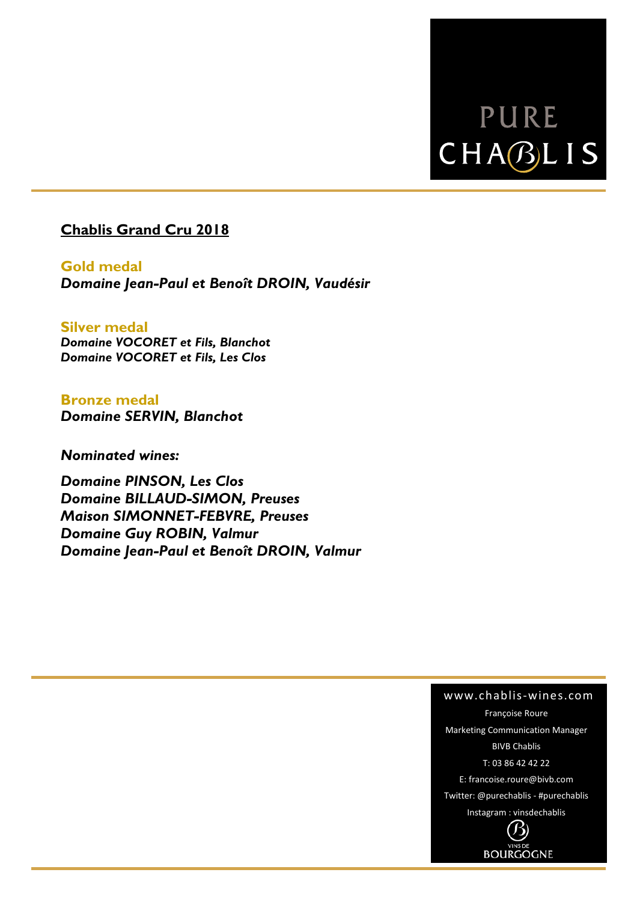PURE CHABLIS

## Chablis Grand Cru 2018

**Gold medal**
***Domaine Jean-Paul et Benoît DROIN, Vaudésir***

**Silver medal**
***Domaine VOCORET et Fils, Blanchot***
***Domaine VOCORET et Fils, Les Clos***

**Bronze medal**
***Domaine SERVIN, Blanchot***

***Nominated wines:***

***Domaine PINSON, Les Clos***
***Domaine BILLAUD-SIMON, Preuses***
***Maison SIMONNET-FEBVRE, Preuses***
***Domaine Guy ROBIN, Valmur***
***Domaine Jean-Paul et Benoît DROIN, Valmur***

www.chablis-wines.com
Françoise Roure
Marketing Communication Manager
BIVB Chablis
T: 03 86 42 42 22
E: francoise.roure@bivb.com
Twitter: @purechablis - #purechablis
Instagram : vinsdechablis
VINS DE BOURGOGNE